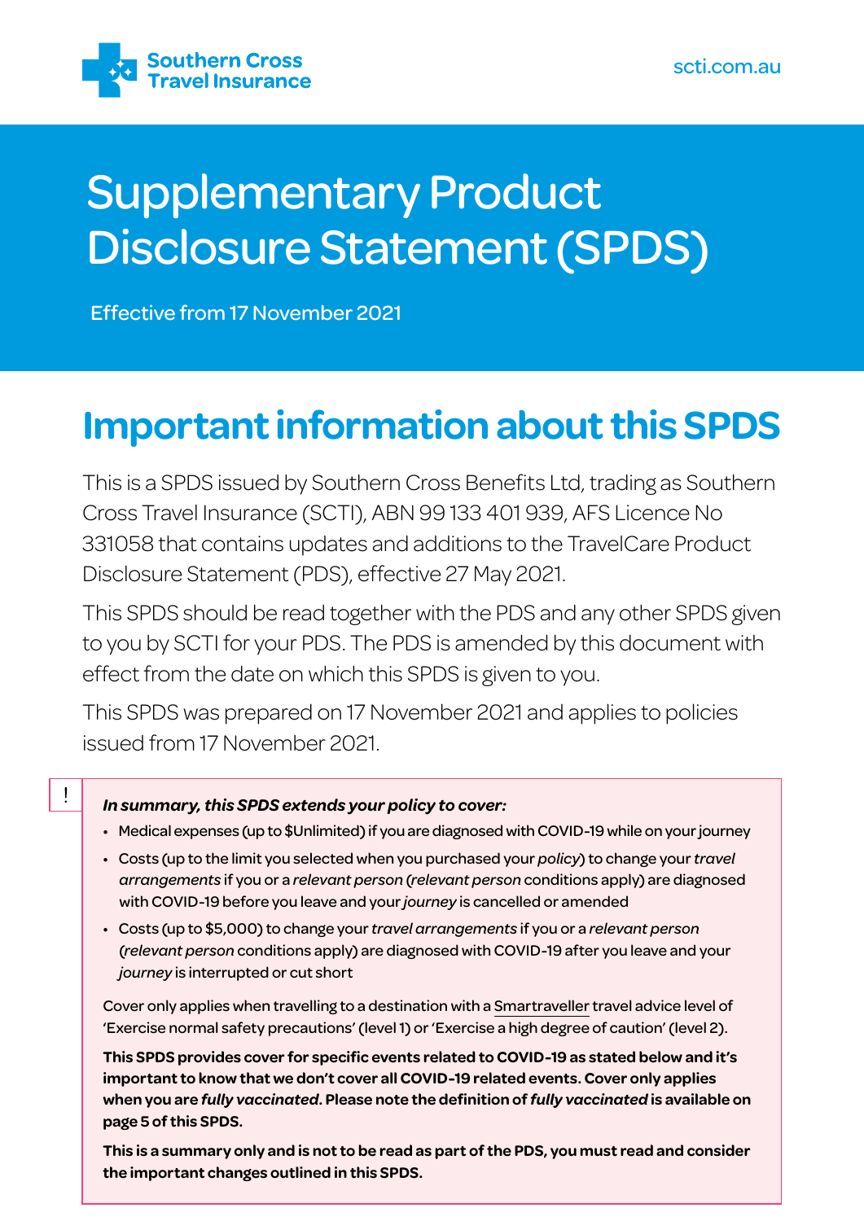Southern Cross Travel Insurance

scti.com.au

# Supplementary Product Disclosure Statement (SPDS)

Effective from 17 November 2021

## Important information about this SPDS

This is a SPDS issued by Southern Cross Benefits Ltd, trading as Southern Cross Travel Insurance (SCTI), ABN 99 133 401 939, AFS Licence No 331058 that contains updates and additions to the TravelCare Product Disclosure Statement (PDS), effective 27 May 2021.

This SPDS should be read together with the PDS and any other SPDS given to you by SCTI for your PDS. The PDS is amended by this document with effect from the date on which this SPDS is given to you.

This SPDS was prepared on 17 November 2021 and applies to policies issued from 17 November 2021.

!

***In summary, this SPDS extends your policy to cover:***

- Medical expenses (up to $Unlimited) if you are diagnosed with COVID-19 while on your journey
- Costs (up to the limit you selected when you purchased your *policy*) to change your *travel arrangements* if you or a *relevant person* (*relevant person* conditions apply) are diagnosed with COVID-19 before you leave and your *journey* is cancelled or amended
- Costs (up to $5,000) to change your *travel arrangements* if you or a *relevant person* (*relevant person* conditions apply) are diagnosed with COVID-19 after you leave and your *journey* is interrupted or cut short

Cover only applies when travelling to a destination with a Smartraveller travel advice level of 'Exercise normal safety precautions' (level 1) or 'Exercise a high degree of caution' (level 2).

**This SPDS provides cover for specific events related to COVID-19 as stated below and it's important to know that we don't cover all COVID-19 related events. Cover only applies when you are *fully vaccinated*. Please note the definition of *fully vaccinated* is available on page 5 of this SPDS.**

**This is a summary only and is not to be read as part of the PDS, you must read and consider the important changes outlined in this SPDS.**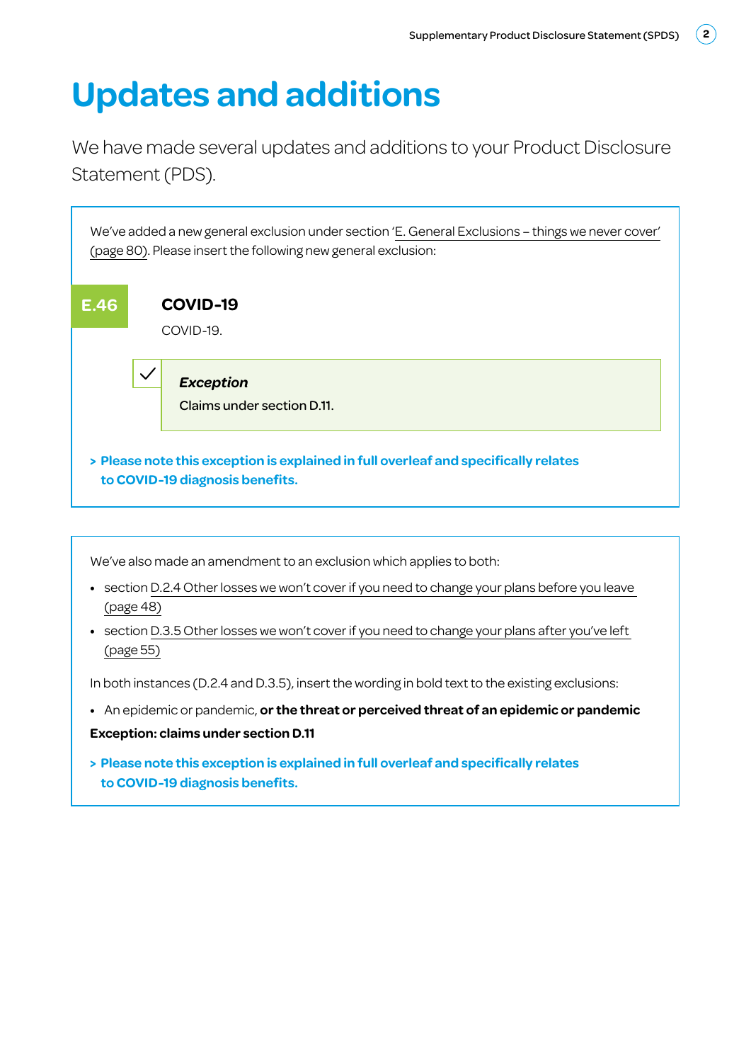# Updates and additions

We have made several updates and additions to your Product Disclosure Statement (PDS).

We've added a new general exclusion under section 'E. General Exclusions – things we never cover' (page 80). Please insert the following new general exclusion:

**E.46**

### COVID-19

COVID-19.

***Exception***

Claims under section D.11.

**> Please note this exception is explained in full overleaf and specifically relates to COVID-19 diagnosis benefits.**

We've also made an amendment to an exclusion which applies to both:

- section D.2.4 Other losses we won't cover if you need to change your plans before you leave (page 48)
- section D.3.5 Other losses we won't cover if you need to change your plans after you've left (page 55)

In both instances (D.2.4 and D.3.5), insert the wording in bold text to the existing exclusions:

- An epidemic or pandemic, **or the threat or perceived threat of an epidemic or pandemic**

**Exception: claims under section D.11**

**> Please note this exception is explained in full overleaf and specifically relates to COVID-19 diagnosis benefits.**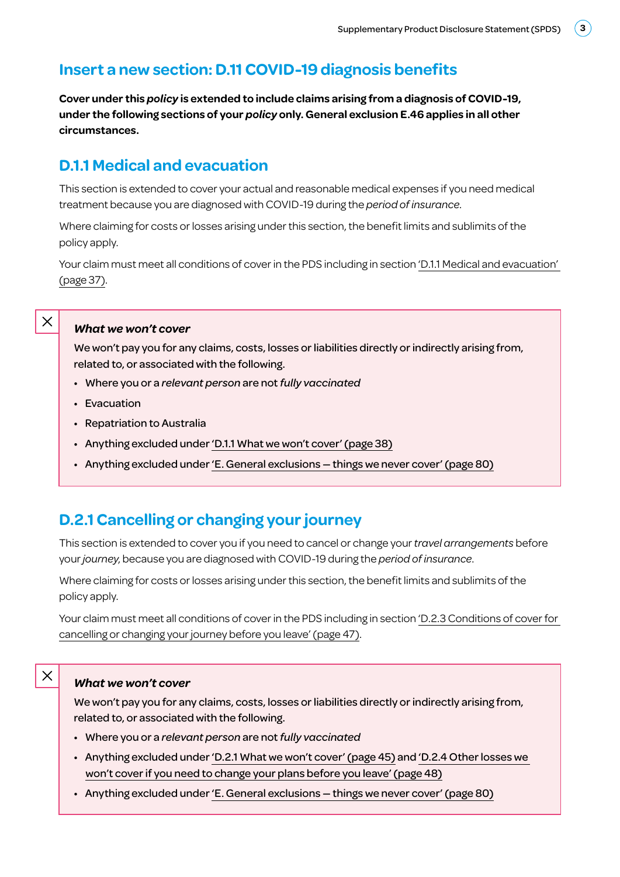## Insert a new section: D.11 COVID-19 diagnosis benefits

**Cover under this *policy* is extended to include claims arising from a diagnosis of COVID-19, under the following sections of your *policy* only. General exclusion E.46 applies in all other circumstances.**

### D.1.1 Medical and evacuation

This section is extended to cover your actual and reasonable medical expenses if you need medical treatment because you are diagnosed with COVID-19 during the *period of insurance*.

Where claiming for costs or losses arising under this section, the benefit limits and sublimits of the policy apply.

Your claim must meet all conditions of cover in the PDS including in section 'D.1.1 Medical and evacuation' (page 37).

***What we won't cover***

We won't pay you for any claims, costs, losses or liabilities directly or indirectly arising from, related to, or associated with the following.

- Where you or a *relevant person* are not *fully vaccinated*
- Evacuation
- Repatriation to Australia
- Anything excluded under 'D.1.1 What we won't cover' (page 38)
- Anything excluded under 'E. General exclusions — things we never cover' (page 80)

### D.2.1 Cancelling or changing your journey

This section is extended to cover you if you need to cancel or change your *travel arrangements* before your *journey*, because you are diagnosed with COVID-19 during the *period of insurance*.

Where claiming for costs or losses arising under this section, the benefit limits and sublimits of the policy apply.

Your claim must meet all conditions of cover in the PDS including in section 'D.2.3 Conditions of cover for cancelling or changing your journey before you leave' (page 47).

***What we won't cover***

We won't pay you for any claims, costs, losses or liabilities directly or indirectly arising from, related to, or associated with the following.

- Where you or a *relevant person* are not *fully vaccinated*
- Anything excluded under 'D.2.1 What we won't cover' (page 45) and 'D.2.4 Other losses we won't cover if you need to change your plans before you leave' (page 48)
- Anything excluded under 'E. General exclusions — things we never cover' (page 80)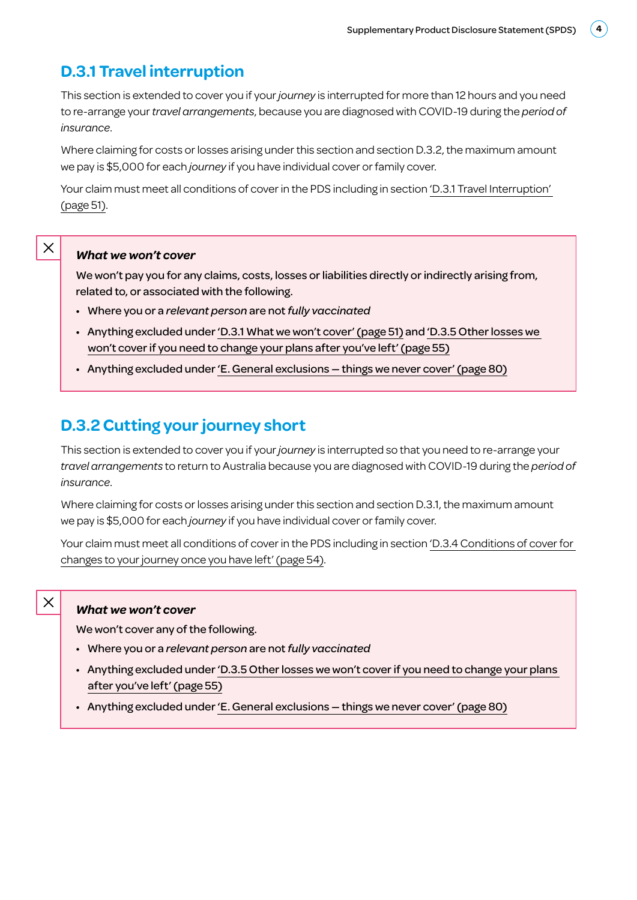## D.3.1 Travel interruption

This section is extended to cover you if your *journey* is interrupted for more than 12 hours and you need to re-arrange your *travel arrangements*, because you are diagnosed with COVID-19 during the *period of insurance*.

Where claiming for costs or losses arising under this section and section D.3.2, the maximum amount we pay is $5,000 for each *journey* if you have individual cover or family cover.

Your claim must meet all conditions of cover in the PDS including in section 'D.3.1 Travel Interruption' (page 51).

### *What we won't cover*

We won't pay you for any claims, costs, losses or liabilities directly or indirectly arising from, related to, or associated with the following.

- Where you or a *relevant person* are not *fully vaccinated*
- Anything excluded under 'D.3.1 What we won't cover' (page 51) and 'D.3.5 Other losses we won't cover if you need to change your plans after you've left' (page 55)
- Anything excluded under 'E. General exclusions — things we never cover' (page 80)

## D.3.2 Cutting your journey short

This section is extended to cover you if your *journey* is interrupted so that you need to re-arrange your *travel arrangements* to return to Australia because you are diagnosed with COVID-19 during the *period of insurance*.

Where claiming for costs or losses arising under this section and section D.3.1, the maximum amount we pay is $5,000 for each *journey* if you have individual cover or family cover.

Your claim must meet all conditions of cover in the PDS including in section 'D.3.4 Conditions of cover for changes to your journey once you have left' (page 54).

### *What we won't cover*

We won't cover any of the following.

- Where you or a *relevant person* are not *fully vaccinated*
- Anything excluded under 'D.3.5 Other losses we won't cover if you need to change your plans after you've left' (page 55)
- Anything excluded under 'E. General exclusions — things we never cover' (page 80)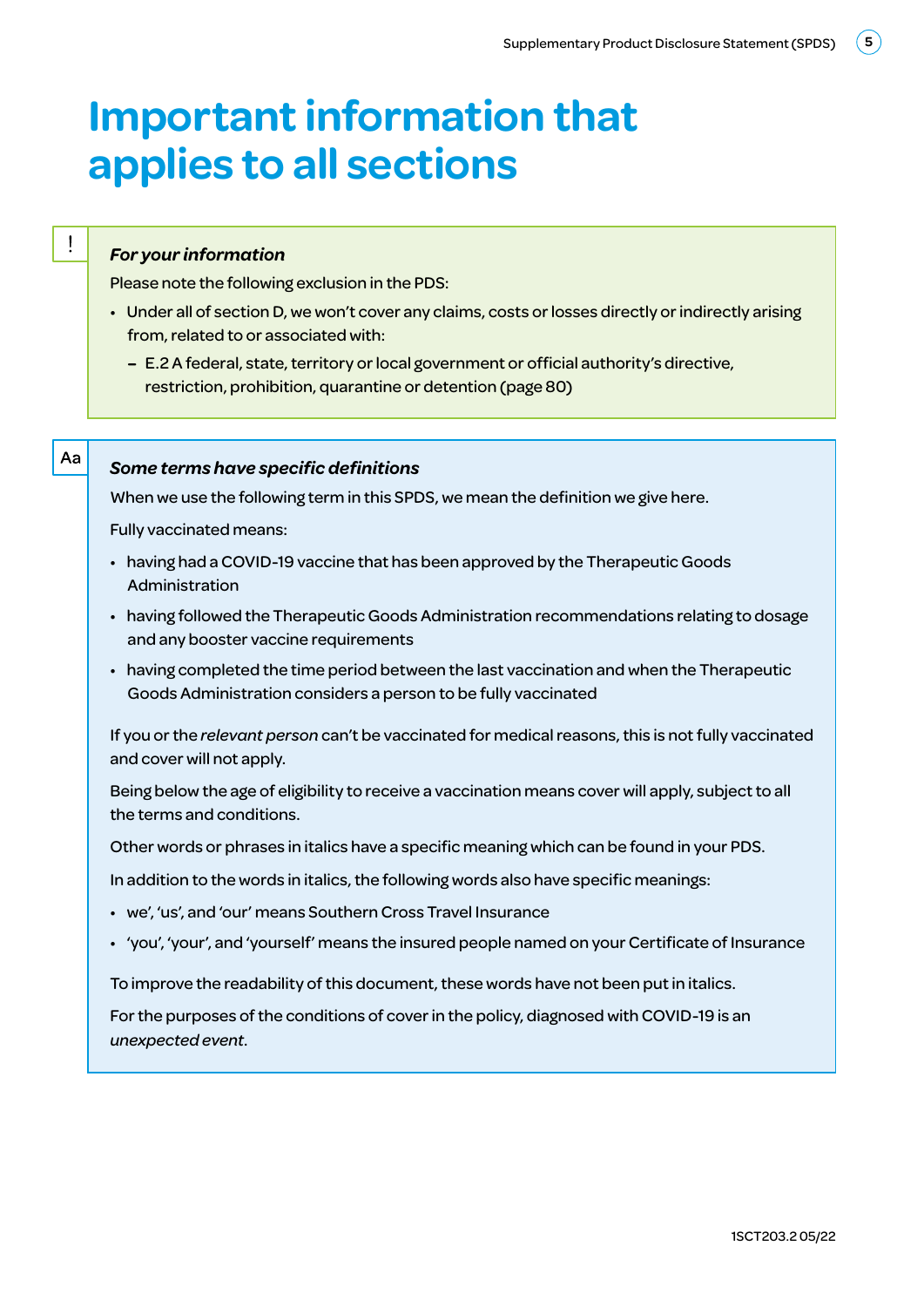# Important information that applies to all sections

!

***For your information***

Please note the following exclusion in the PDS:

- Under all of section D, we won't cover any claims, costs or losses directly or indirectly arising from, related to or associated with:
  - E.2 A federal, state, territory or local government or official authority's directive, restriction, prohibition, quarantine or detention (page 80)

Aa

***Some terms have specific definitions***

When we use the following term in this SPDS, we mean the definition we give here.

Fully vaccinated means:

- having had a COVID-19 vaccine that has been approved by the Therapeutic Goods Administration
- having followed the Therapeutic Goods Administration recommendations relating to dosage and any booster vaccine requirements
- having completed the time period between the last vaccination and when the Therapeutic Goods Administration considers a person to be fully vaccinated

If you or the *relevant person* can't be vaccinated for medical reasons, this is not fully vaccinated and cover will not apply.

Being below the age of eligibility to receive a vaccination means cover will apply, subject to all the terms and conditions.

Other words or phrases in italics have a specific meaning which can be found in your PDS.

In addition to the words in italics, the following words also have specific meanings:

- we', 'us', and 'our' means Southern Cross Travel Insurance
- 'you', 'your', and 'yourself' means the insured people named on your Certificate of Insurance

To improve the readability of this document, these words have not been put in italics.

For the purposes of the conditions of cover in the policy, diagnosed with COVID-19 is an *unexpected event*.

1SCT203.2 05/22